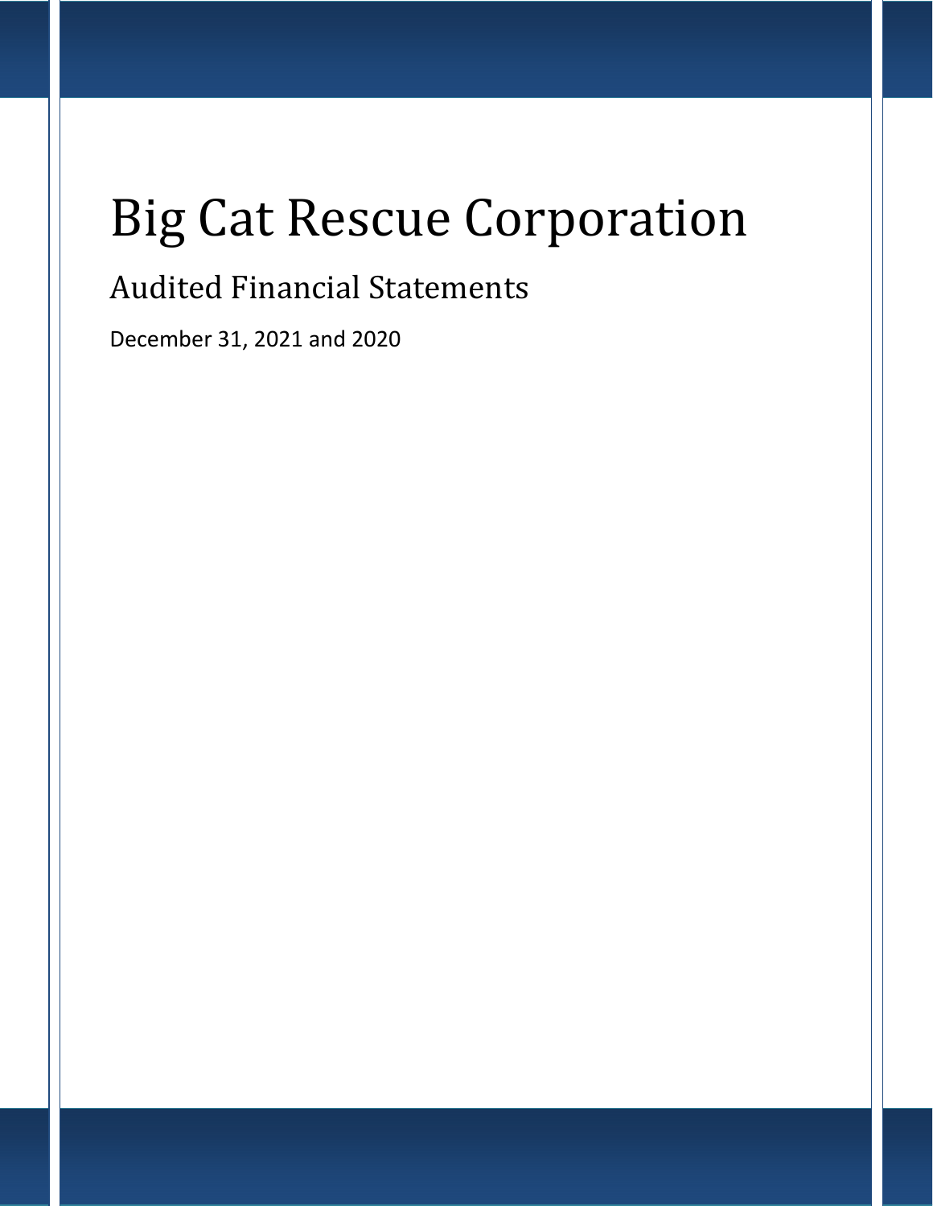# Big Cat Rescue Corporation

## Audited Financial Statements

December 31, 2021 and 2020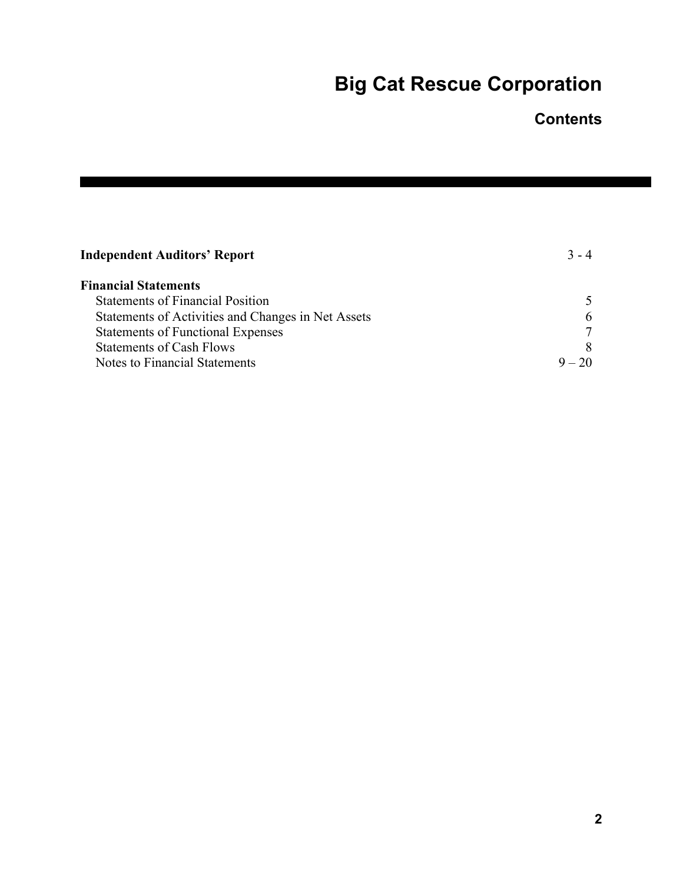# Big Cat Rescue Corporation

## Contents

| | |
|---|---|
| **Independent Auditors' Report** | 3 - 4 |
| **Financial Statements** | |
| Statements of Financial Position | 5 |
| Statements of Activities and Changes in Net Assets | 6 |
| Statements of Functional Expenses | 7 |
| Statements of Cash Flows | 8 |
| Notes to Financial Statements | 9 – 20 |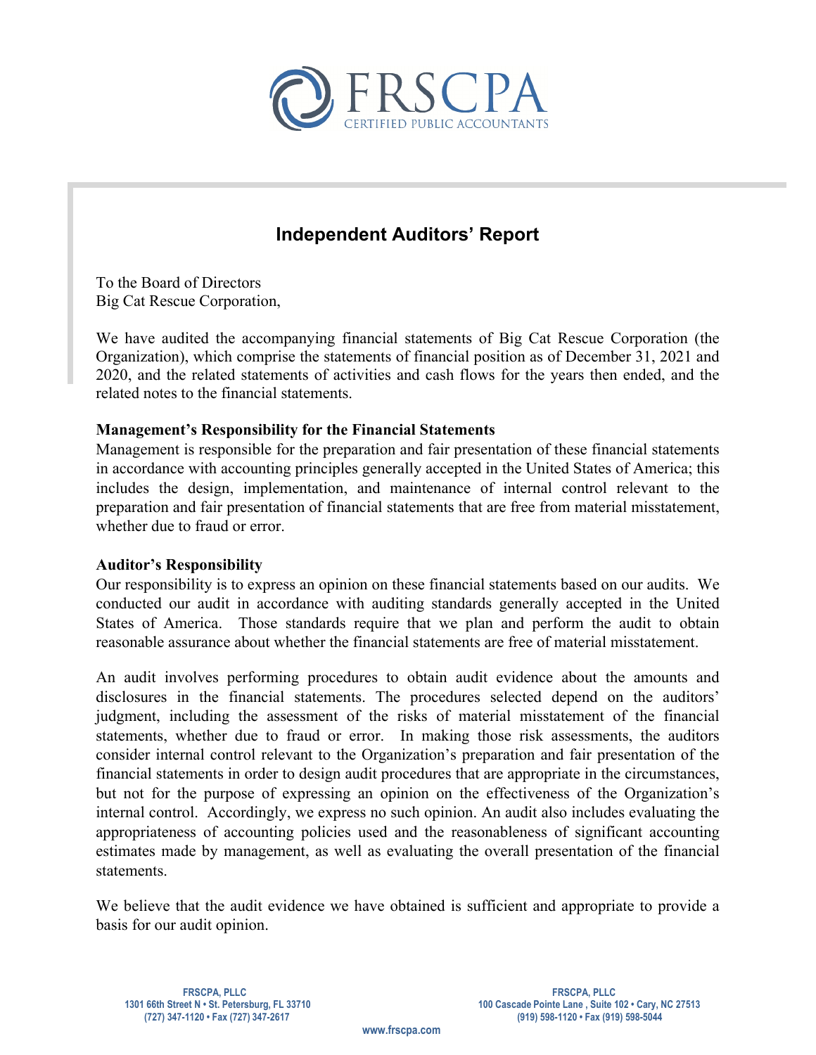# Independent Auditors' Report

To the Board of Directors
Big Cat Rescue Corporation,

We have audited the accompanying financial statements of Big Cat Rescue Corporation (the Organization), which comprise the statements of financial position as of December 31, 2021 and 2020, and the related statements of activities and cash flows for the years then ended, and the related notes to the financial statements.

**Management's Responsibility for the Financial Statements**
Management is responsible for the preparation and fair presentation of these financial statements in accordance with accounting principles generally accepted in the United States of America; this includes the design, implementation, and maintenance of internal control relevant to the preparation and fair presentation of financial statements that are free from material misstatement, whether due to fraud or error.

**Auditor's Responsibility**
Our responsibility is to express an opinion on these financial statements based on our audits. We conducted our audit in accordance with auditing standards generally accepted in the United States of America. Those standards require that we plan and perform the audit to obtain reasonable assurance about whether the financial statements are free of material misstatement.

An audit involves performing procedures to obtain audit evidence about the amounts and disclosures in the financial statements. The procedures selected depend on the auditors' judgment, including the assessment of the risks of material misstatement of the financial statements, whether due to fraud or error. In making those risk assessments, the auditors consider internal control relevant to the Organization's preparation and fair presentation of the financial statements in order to design audit procedures that are appropriate in the circumstances, but not for the purpose of expressing an opinion on the effectiveness of the Organization's internal control. Accordingly, we express no such opinion. An audit also includes evaluating the appropriateness of accounting policies used and the reasonableness of significant accounting estimates made by management, as well as evaluating the overall presentation of the financial statements.

We believe that the audit evidence we have obtained is sufficient and appropriate to provide a basis for our audit opinion.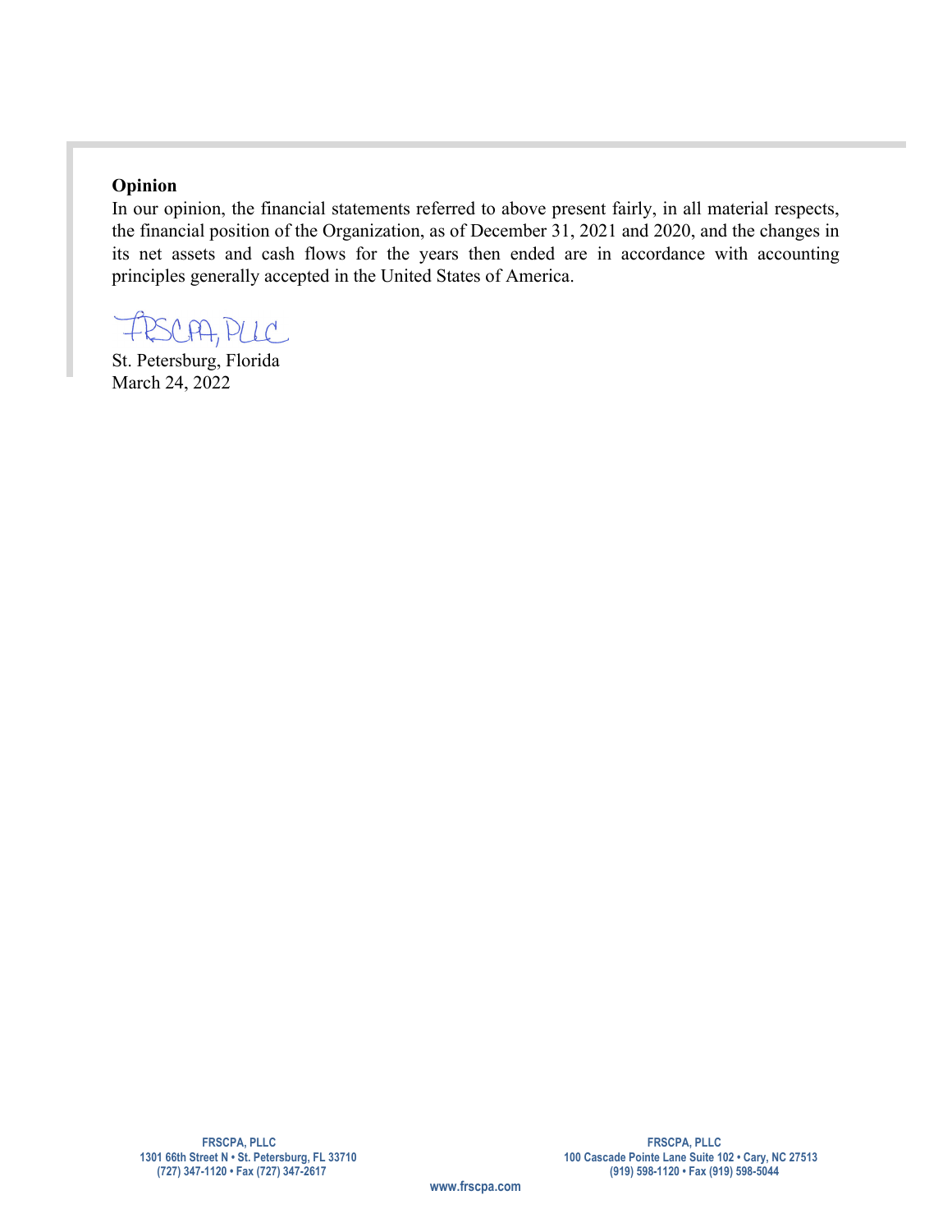**Opinion**

In our opinion, the financial statements referred to above present fairly, in all material respects, the financial position of the Organization, as of December 31, 2021 and 2020, and the changes in its net assets and cash flows for the years then ended are in accordance with accounting principles generally accepted in the United States of America.

FRSCPA, PLLC

St. Petersburg, Florida
March 24, 2022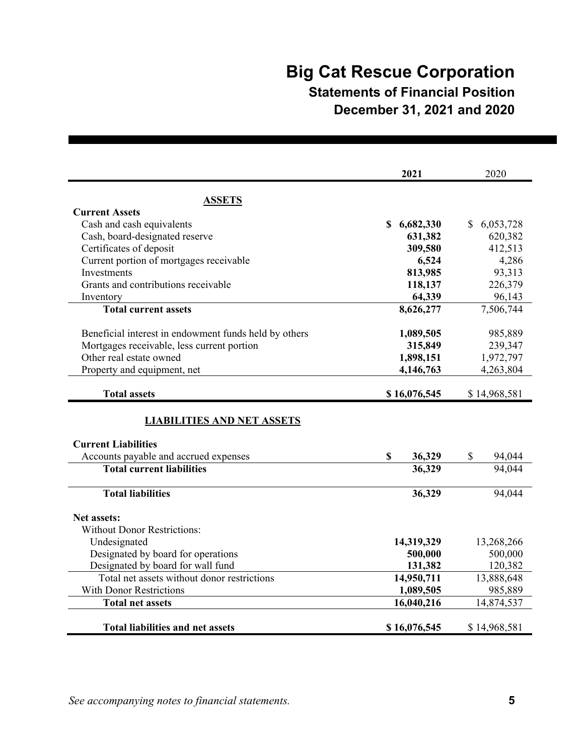# Big Cat Rescue Corporation

## Statements of Financial Position

## December 31, 2021 and 2020

| | **2021** | 2020 |
|---|---|---|
| **ASSETS** | | |
| **Current Assets** | | |
| Cash and cash equivalents | **$ 6,682,330** | $ 6,053,728 |
| Cash, board-designated reserve | **631,382** | 620,382 |
| Certificates of deposit | **309,580** | 412,513 |
| Current portion of mortgages receivable | **6,524** | 4,286 |
| Investments | **813,985** | 93,313 |
| Grants and contributions receivable | **118,137** | 226,379 |
| Inventory | **64,339** | 96,143 |
| **Total current assets** | **8,626,277** | 7,506,744 |
| Beneficial interest in endowment funds held by others | **1,089,505** | 985,889 |
| Mortgages receivable, less current portion | **315,849** | 239,347 |
| Other real estate owned | **1,898,151** | 1,972,797 |
| Property and equipment, net | **4,146,763** | 4,263,804 |
| **Total assets** | **$ 16,076,545** | $ 14,968,581 |
| **LIABILITIES AND NET ASSETS** | | |
| **Current Liabilities** | | |
| Accounts payable and accrued expenses | **$ 36,329** | $ 94,044 |
| **Total current liabilities** | **36,329** | 94,044 |
| **Total liabilities** | **36,329** | 94,044 |
| **Net assets:** | | |
| Without Donor Restrictions: | | |
| Undesignated | **14,319,329** | 13,268,266 |
| Designated by board for operations | **500,000** | 500,000 |
| Designated by board for wall fund | **131,382** | 120,382 |
| Total net assets without donor restrictions | **14,950,711** | 13,888,648 |
| With Donor Restrictions | **1,089,505** | 985,889 |
| **Total net assets** | **16,040,216** | 14,874,537 |
| **Total liabilities and net assets** | **$ 16,076,545** | $ 14,968,581 |

*See accompanying notes to financial statements.*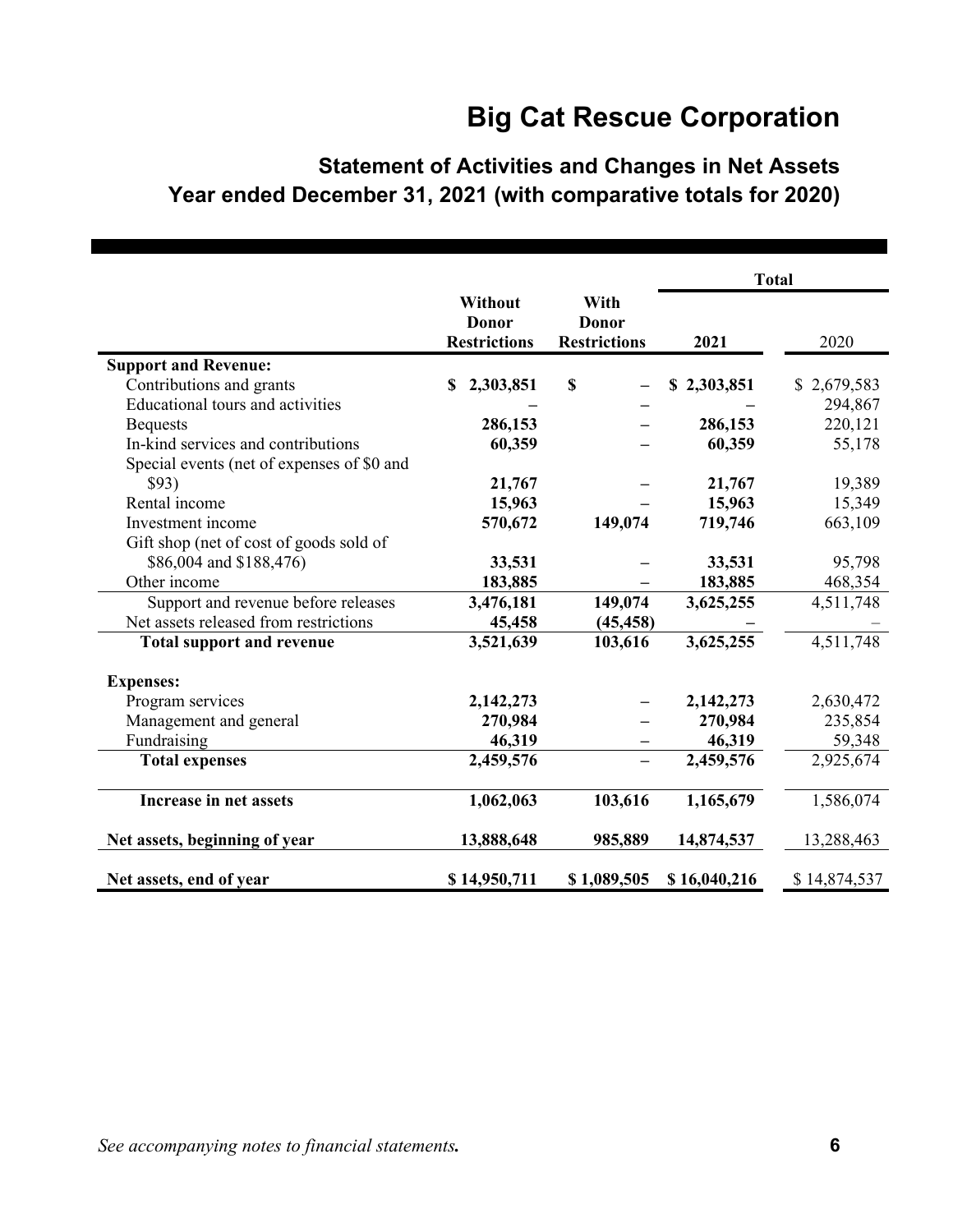# Big Cat Rescue Corporation

## Statement of Activities and Changes in Net Assets
## Year ended December 31, 2021 (with comparative totals for 2020)

| | Without Donor Restrictions | With Donor Restrictions | Total 2021 | Total 2020 |
|---|---|---|---|---|
| **Support and Revenue:** | | | | |
| Contributions and grants | **$ 2,303,851** | **$ –** | **$ 2,303,851** | $ 2,679,583 |
| Educational tours and activities | **–** | **–** | **–** | 294,867 |
| Bequests | **286,153** | **–** | **286,153** | 220,121 |
| In-kind services and contributions | **60,359** | **–** | **60,359** | 55,178 |
| Special events (net of expenses of $0 and $93) | **21,767** | **–** | **21,767** | 19,389 |
| Rental income | **15,963** | **–** | **15,963** | 15,349 |
| Investment income | **570,672** | **149,074** | **719,746** | 663,109 |
| Gift shop (net of cost of goods sold of $86,004 and $188,476) | **33,531** | **–** | **33,531** | 95,798 |
| Other income | **183,885** | **–** | **183,885** | 468,354 |
| Support and revenue before releases | **3,476,181** | **149,074** | **3,625,255** | 4,511,748 |
| Net assets released from restrictions | **45,458** | **(45,458)** | **–** | – |
| **Total support and revenue** | **3,521,639** | **103,616** | **3,625,255** | 4,511,748 |
| **Expenses:** | | | | |
| Program services | **2,142,273** | **–** | **2,142,273** | 2,630,472 |
| Management and general | **270,984** | **–** | **270,984** | 235,854 |
| Fundraising | **46,319** | **–** | **46,319** | 59,348 |
| **Total expenses** | **2,459,576** | **–** | **2,459,576** | 2,925,674 |
| **Increase in net assets** | **1,062,063** | **103,616** | **1,165,679** | 1,586,074 |
| **Net assets, beginning of year** | **13,888,648** | **985,889** | **14,874,537** | 13,288,463 |
| **Net assets, end of year** | **$ 14,950,711** | **$ 1,089,505** | **$ 16,040,216** | $ 14,874,537 |

*See accompanying notes to financial statements.*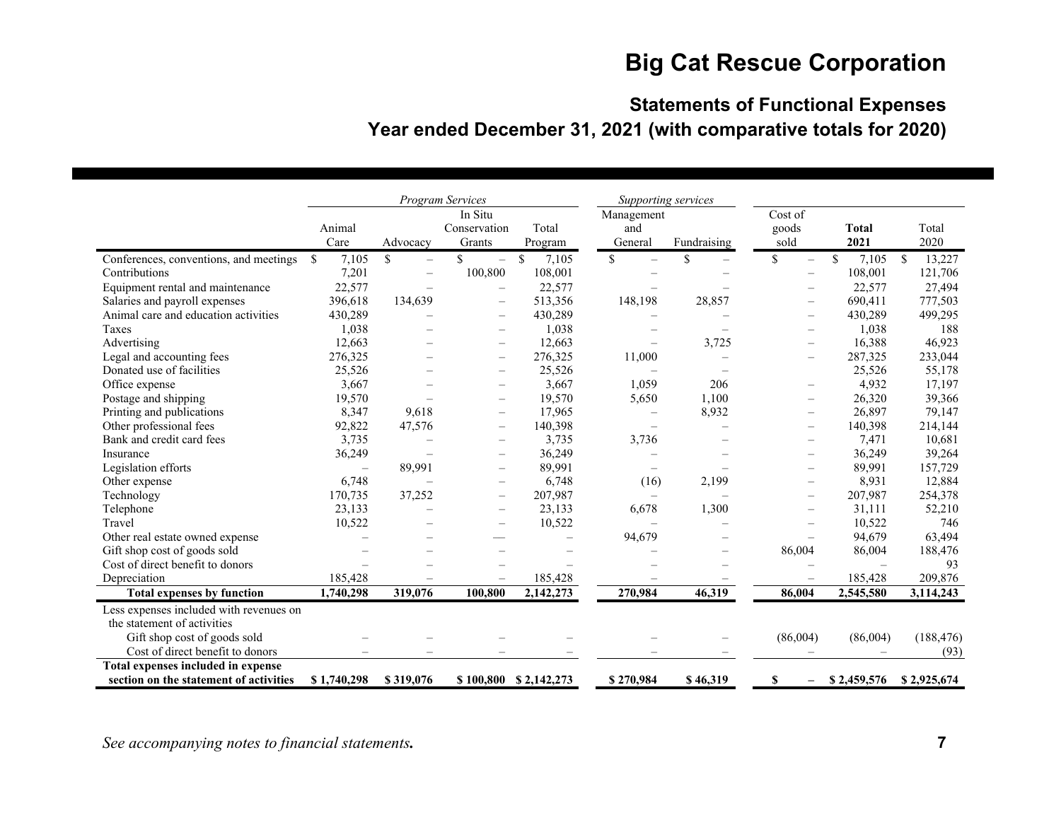# Big Cat Rescue Corporation

## Statements of Functional Expenses

## Year ended December 31, 2021 (with comparative totals for 2020)

| | *Program Services* | | | | *Supporting services* | | | | |
|---|---|---|---|---|---|---|---|---|---|
| | Animal Care | Advocacy | In Situ Conservation Grants | Total Program | Management and General | Fundraising | Cost of goods sold | **Total 2021** | Total 2020 |
| Conferences, conventions, and meetings | $ 7,105 | $ – | $ – | $ 7,105 | $ – | $ – | $ – | $ 7,105 | $ 13,227 |
| Contributions | 7,201 | – | 100,800 | 108,001 | – | – | – | 108,001 | 121,706 |
| Equipment rental and maintenance | 22,577 | – | – | 22,577 | – | – | – | 22,577 | 27,494 |
| Salaries and payroll expenses | 396,618 | 134,639 | – | 513,356 | 148,198 | 28,857 | – | 690,411 | 777,503 |
| Animal care and education activities | 430,289 | – | – | 430,289 | – | – | – | 430,289 | 499,295 |
| Taxes | 1,038 | – | – | 1,038 | – | – | – | 1,038 | 188 |
| Advertising | 12,663 | – | – | 12,663 | – | 3,725 | – | 16,388 | 46,923 |
| Legal and accounting fees | 276,325 | – | – | 276,325 | 11,000 | – | – | 287,325 | 233,044 |
| Donated use of facilities | 25,526 | – | – | 25,526 | – | – | | 25,526 | 55,178 |
| Office expense | 3,667 | – | – | 3,667 | 1,059 | 206 | – | 4,932 | 17,197 |
| Postage and shipping | 19,570 | – | – | 19,570 | 5,650 | 1,100 | – | 26,320 | 39,366 |
| Printing and publications | 8,347 | 9,618 | – | 17,965 | – | 8,932 | – | 26,897 | 79,147 |
| Other professional fees | 92,822 | 47,576 | – | 140,398 | – | – | – | 140,398 | 214,144 |
| Bank and credit card fees | 3,735 | – | – | 3,735 | 3,736 | – | – | 7,471 | 10,681 |
| Insurance | 36,249 | – | – | 36,249 | – | – | – | 36,249 | 39,264 |
| Legislation efforts | – | 89,991 | – | 89,991 | – | – | – | 89,991 | 157,729 |
| Other expense | 6,748 | – | – | 6,748 | (16) | 2,199 | – | 8,931 | 12,884 |
| Technology | 170,735 | 37,252 | – | 207,987 | – | – | – | 207,987 | 254,378 |
| Telephone | 23,133 | – | – | 23,133 | 6,678 | 1,300 | – | 31,111 | 52,210 |
| Travel | 10,522 | – | – | 10,522 | – | – | – | 10,522 | 746 |
| Other real estate owned expense | – | – | — | – | 94,679 | – | – | 94,679 | 63,494 |
| Gift shop cost of goods sold | – | – | – | – | – | – | 86,004 | 86,004 | 188,476 |
| Cost of direct benefit to donors | – | – | – | – | – | – | – | – | 93 |
| Depreciation | 185,428 | – | – | 185,428 | – | – | – | 185,428 | 209,876 |
| **Total expenses by function** | **1,740,298** | **319,076** | **100,800** | **2,142,273** | **270,984** | **46,319** | **86,004** | **2,545,580** | **3,114,243** |
| Less expenses included with revenues on the statement of activities | | | | | | | | | |
| Gift shop cost of goods sold | – | – | – | – | – | – | (86,004) | (86,004) | (188,476) |
| Cost of direct benefit to donors | – | – | – | – | – | – | – | – | (93) |
| **Total expenses included in expense section on the statement of activities** | **$ 1,740,298** | **$ 319,076** | **$ 100,800** | **$ 2,142,273** | **$ 270,984** | **$ 46,319** | **$ –** | **$ 2,459,576** | **$ 2,925,674** |

*See accompanying notes to financial statements.*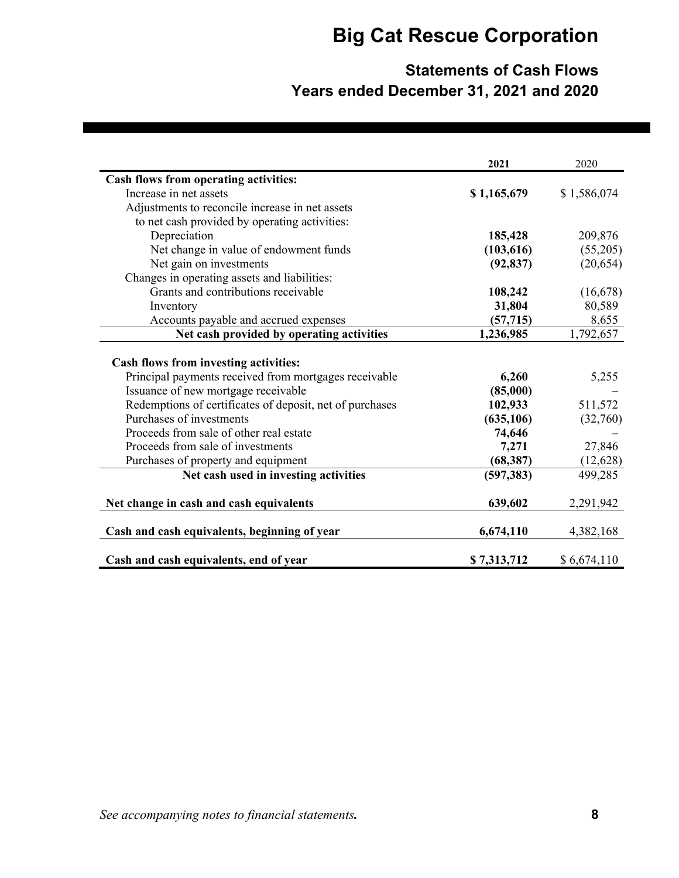# Big Cat Rescue Corporation

## Statements of Cash Flows

## Years ended December 31, 2021 and 2020

| | **2021** | 2020 |
|---|---|---|
| **Cash flows from operating activities:** | | |
| Increase in net assets | **$ 1,165,679** | $ 1,586,074 |
| Adjustments to reconcile increase in net assets to net cash provided by operating activities: | | |
| Depreciation | **185,428** | 209,876 |
| Net change in value of endowment funds | **(103,616)** | (55,205) |
| Net gain on investments | **(92,837)** | (20,654) |
| Changes in operating assets and liabilities: | | |
| Grants and contributions receivable | **108,242** | (16,678) |
| Inventory | **31,804** | 80,589 |
| Accounts payable and accrued expenses | **(57,715)** | 8,655 |
| **Net cash provided by operating activities** | **1,236,985** | 1,792,657 |
| **Cash flows from investing activities:** | | |
| Principal payments received from mortgages receivable | **6,260** | 5,255 |
| Issuance of new mortgage receivable | **(85,000)** | – |
| Redemptions of certificates of deposit, net of purchases | **102,933** | 511,572 |
| Purchases of investments | **(635,106)** | (32,760) |
| Proceeds from sale of other real estate | **74,646** | – |
| Proceeds from sale of investments | **7,271** | 27,846 |
| Purchases of property and equipment | **(68,387)** | (12,628) |
| **Net cash used in investing activities** | **(597,383)** | 499,285 |
| **Net change in cash and cash equivalents** | **639,602** | 2,291,942 |
| **Cash and cash equivalents, beginning of year** | **6,674,110** | 4,382,168 |
| **Cash and cash equivalents, end of year** | **$ 7,313,712** | $ 6,674,110 |

*See accompanying notes to financial statements.*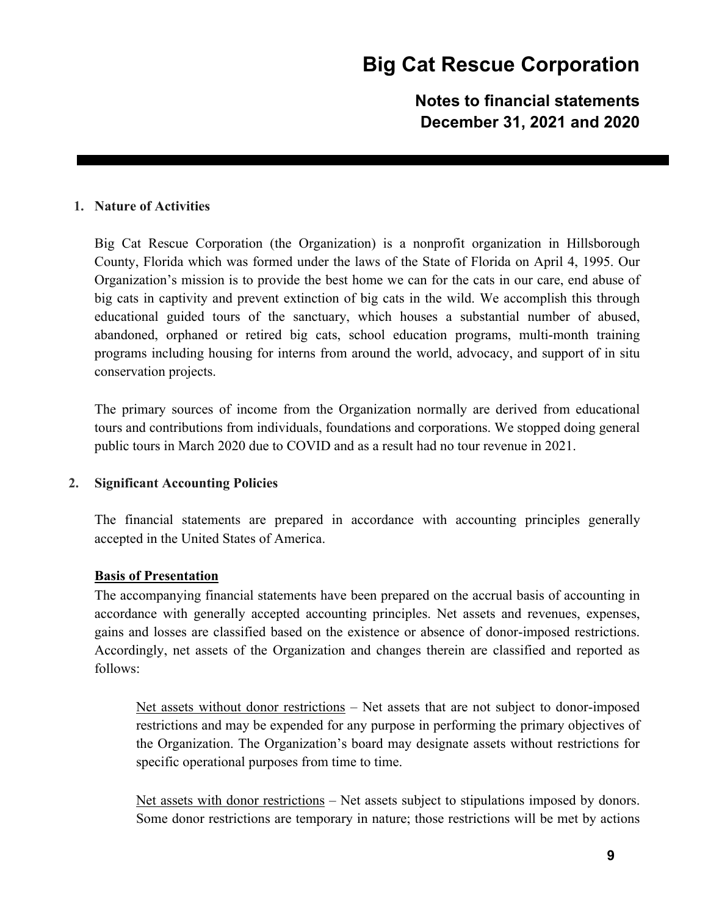# Big Cat Rescue Corporation

## Notes to financial statements December 31, 2021 and 2020

**1. Nature of Activities**

Big Cat Rescue Corporation (the Organization) is a nonprofit organization in Hillsborough County, Florida which was formed under the laws of the State of Florida on April 4, 1995. Our Organization's mission is to provide the best home we can for the cats in our care, end abuse of big cats in captivity and prevent extinction of big cats in the wild. We accomplish this through educational guided tours of the sanctuary, which houses a substantial number of abused, abandoned, orphaned or retired big cats, school education programs, multi-month training programs including housing for interns from around the world, advocacy, and support of in situ conservation projects.

The primary sources of income from the Organization normally are derived from educational tours and contributions from individuals, foundations and corporations. We stopped doing general public tours in March 2020 due to COVID and as a result had no tour revenue in 2021.

**2. Significant Accounting Policies**

The financial statements are prepared in accordance with accounting principles generally accepted in the United States of America.

**Basis of Presentation**

The accompanying financial statements have been prepared on the accrual basis of accounting in accordance with generally accepted accounting principles. Net assets and revenues, expenses, gains and losses are classified based on the existence or absence of donor-imposed restrictions. Accordingly, net assets of the Organization and changes therein are classified and reported as follows:

Net assets without donor restrictions – Net assets that are not subject to donor-imposed restrictions and may be expended for any purpose in performing the primary objectives of the Organization. The Organization's board may designate assets without restrictions for specific operational purposes from time to time.

Net assets with donor restrictions – Net assets subject to stipulations imposed by donors. Some donor restrictions are temporary in nature; those restrictions will be met by actions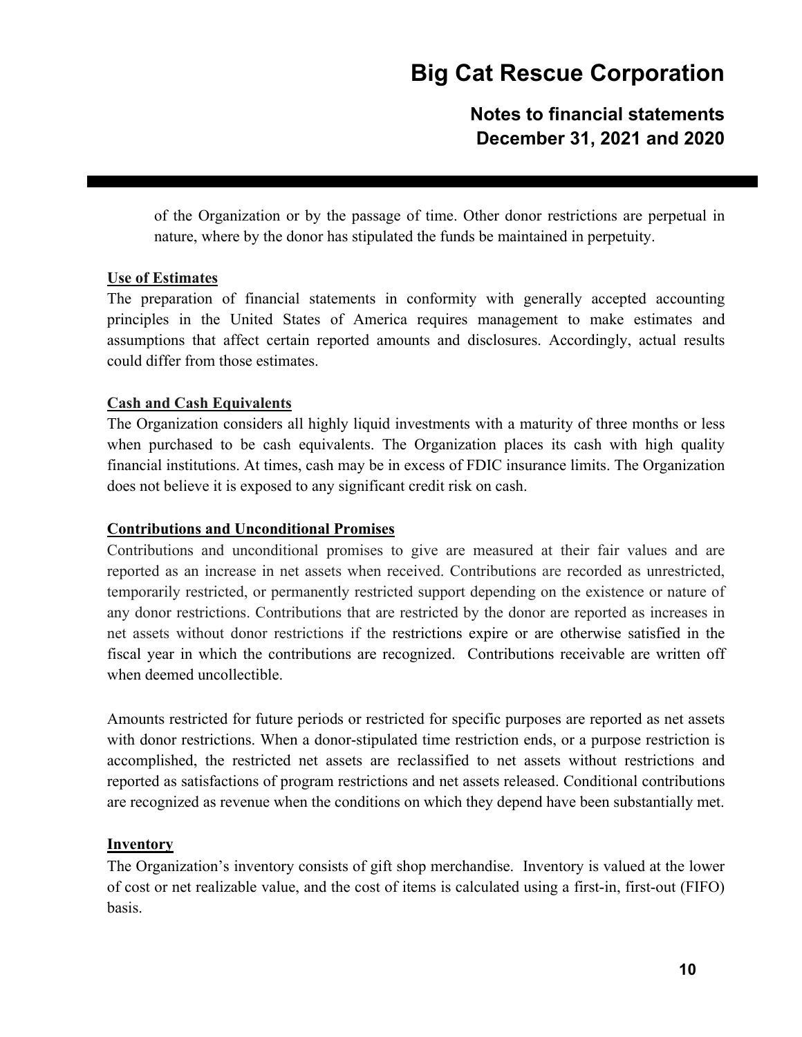of the Organization or by the passage of time. Other donor restrictions are perpetual in nature, where by the donor has stipulated the funds be maintained in perpetuity.

**Use of Estimates**

The preparation of financial statements in conformity with generally accepted accounting principles in the United States of America requires management to make estimates and assumptions that affect certain reported amounts and disclosures. Accordingly, actual results could differ from those estimates.

**Cash and Cash Equivalents**

The Organization considers all highly liquid investments with a maturity of three months or less when purchased to be cash equivalents. The Organization places its cash with high quality financial institutions. At times, cash may be in excess of FDIC insurance limits. The Organization does not believe it is exposed to any significant credit risk on cash.

**Contributions and Unconditional Promises**

Contributions and unconditional promises to give are measured at their fair values and are reported as an increase in net assets when received. Contributions are recorded as unrestricted, temporarily restricted, or permanently restricted support depending on the existence or nature of any donor restrictions. Contributions that are restricted by the donor are reported as increases in net assets without donor restrictions if the restrictions expire or are otherwise satisfied in the fiscal year in which the contributions are recognized. Contributions receivable are written off when deemed uncollectible.

Amounts restricted for future periods or restricted for specific purposes are reported as net assets with donor restrictions. When a donor-stipulated time restriction ends, or a purpose restriction is accomplished, the restricted net assets are reclassified to net assets without restrictions and reported as satisfactions of program restrictions and net assets released. Conditional contributions are recognized as revenue when the conditions on which they depend have been substantially met.

**Inventory**

The Organization's inventory consists of gift shop merchandise. Inventory is valued at the lower of cost or net realizable value, and the cost of items is calculated using a first-in, first-out (FIFO) basis.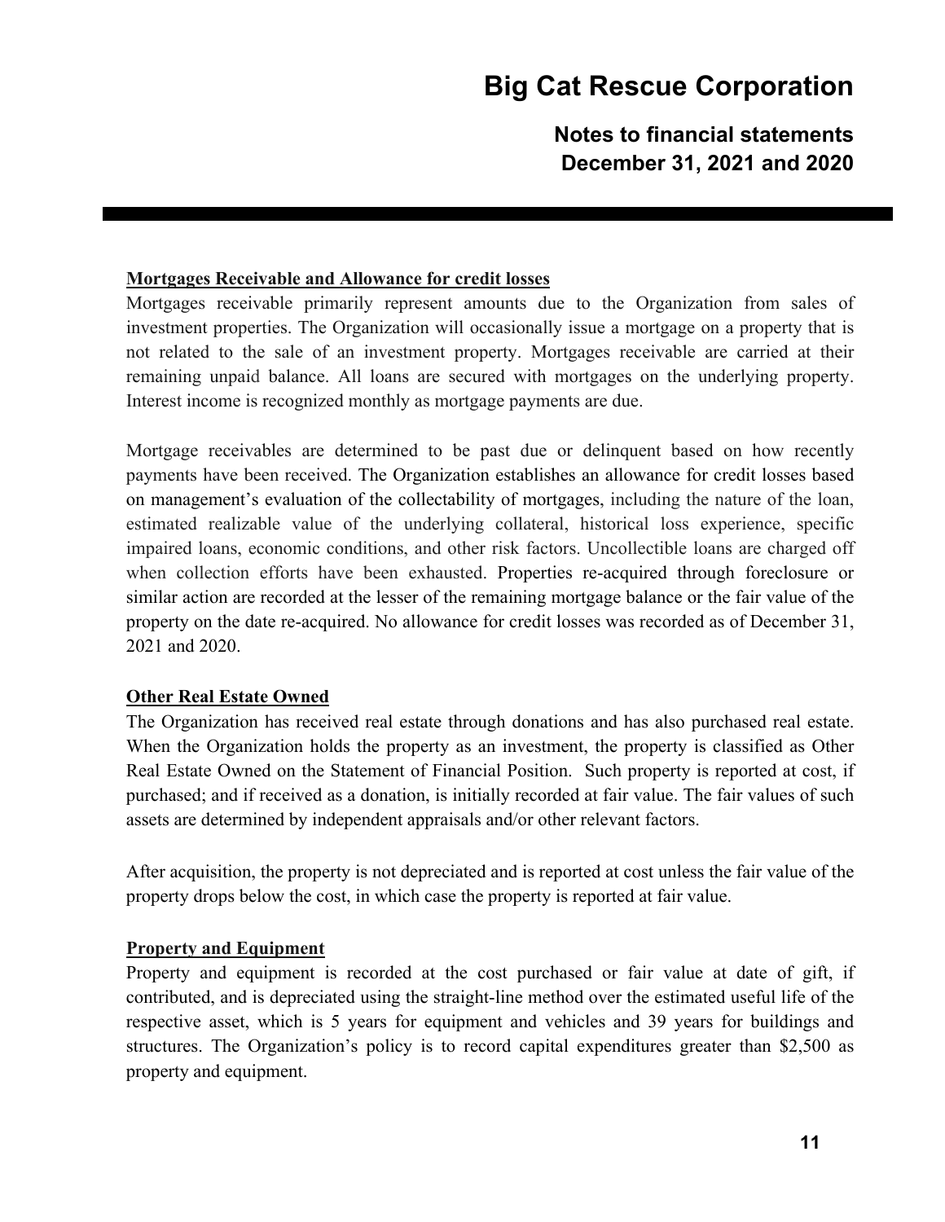**Mortgages Receivable and Allowance for credit losses**

Mortgages receivable primarily represent amounts due to the Organization from sales of investment properties. The Organization will occasionally issue a mortgage on a property that is not related to the sale of an investment property. Mortgages receivable are carried at their remaining unpaid balance. All loans are secured with mortgages on the underlying property. Interest income is recognized monthly as mortgage payments are due.

Mortgage receivables are determined to be past due or delinquent based on how recently payments have been received. The Organization establishes an allowance for credit losses based on management's evaluation of the collectability of mortgages, including the nature of the loan, estimated realizable value of the underlying collateral, historical loss experience, specific impaired loans, economic conditions, and other risk factors. Uncollectible loans are charged off when collection efforts have been exhausted. Properties re-acquired through foreclosure or similar action are recorded at the lesser of the remaining mortgage balance or the fair value of the property on the date re-acquired. No allowance for credit losses was recorded as of December 31, 2021 and 2020.

**Other Real Estate Owned**

The Organization has received real estate through donations and has also purchased real estate. When the Organization holds the property as an investment, the property is classified as Other Real Estate Owned on the Statement of Financial Position. Such property is reported at cost, if purchased; and if received as a donation, is initially recorded at fair value. The fair values of such assets are determined by independent appraisals and/or other relevant factors.

After acquisition, the property is not depreciated and is reported at cost unless the fair value of the property drops below the cost, in which case the property is reported at fair value.

**Property and Equipment**

Property and equipment is recorded at the cost purchased or fair value at date of gift, if contributed, and is depreciated using the straight-line method over the estimated useful life of the respective asset, which is 5 years for equipment and vehicles and 39 years for buildings and structures. The Organization's policy is to record capital expenditures greater than $2,500 as property and equipment.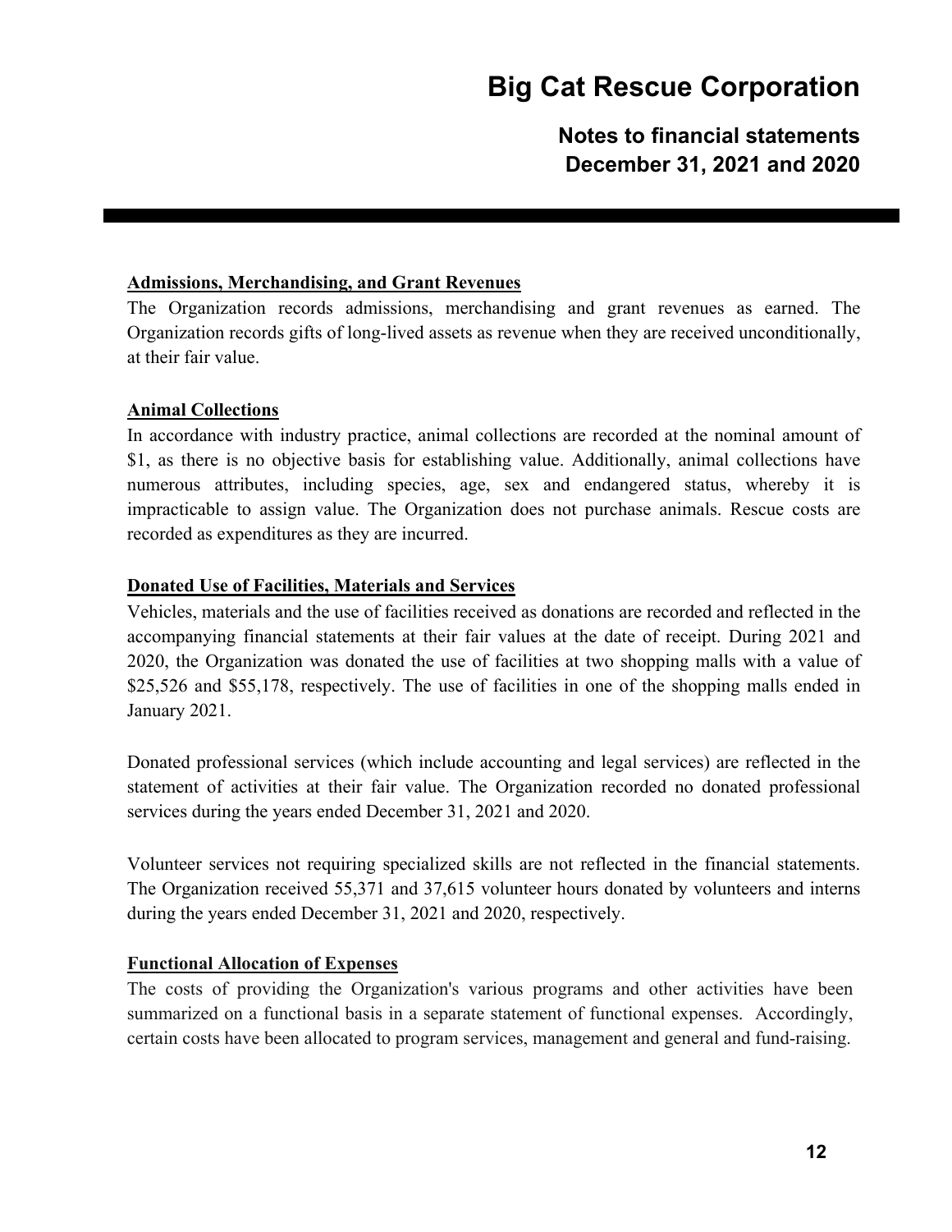**Admissions, Merchandising, and Grant Revenues**

The Organization records admissions, merchandising and grant revenues as earned. The Organization records gifts of long-lived assets as revenue when they are received unconditionally, at their fair value.

**Animal Collections**

In accordance with industry practice, animal collections are recorded at the nominal amount of $1, as there is no objective basis for establishing value. Additionally, animal collections have numerous attributes, including species, age, sex and endangered status, whereby it is impracticable to assign value. The Organization does not purchase animals. Rescue costs are recorded as expenditures as they are incurred.

**Donated Use of Facilities, Materials and Services**

Vehicles, materials and the use of facilities received as donations are recorded and reflected in the accompanying financial statements at their fair values at the date of receipt. During 2021 and 2020, the Organization was donated the use of facilities at two shopping malls with a value of $25,526 and $55,178, respectively. The use of facilities in one of the shopping malls ended in January 2021.

Donated professional services (which include accounting and legal services) are reflected in the statement of activities at their fair value. The Organization recorded no donated professional services during the years ended December 31, 2021 and 2020.

Volunteer services not requiring specialized skills are not reflected in the financial statements. The Organization received 55,371 and 37,615 volunteer hours donated by volunteers and interns during the years ended December 31, 2021 and 2020, respectively.

**Functional Allocation of Expenses**

The costs of providing the Organization's various programs and other activities have been summarized on a functional basis in a separate statement of functional expenses. Accordingly, certain costs have been allocated to program services, management and general and fund-raising.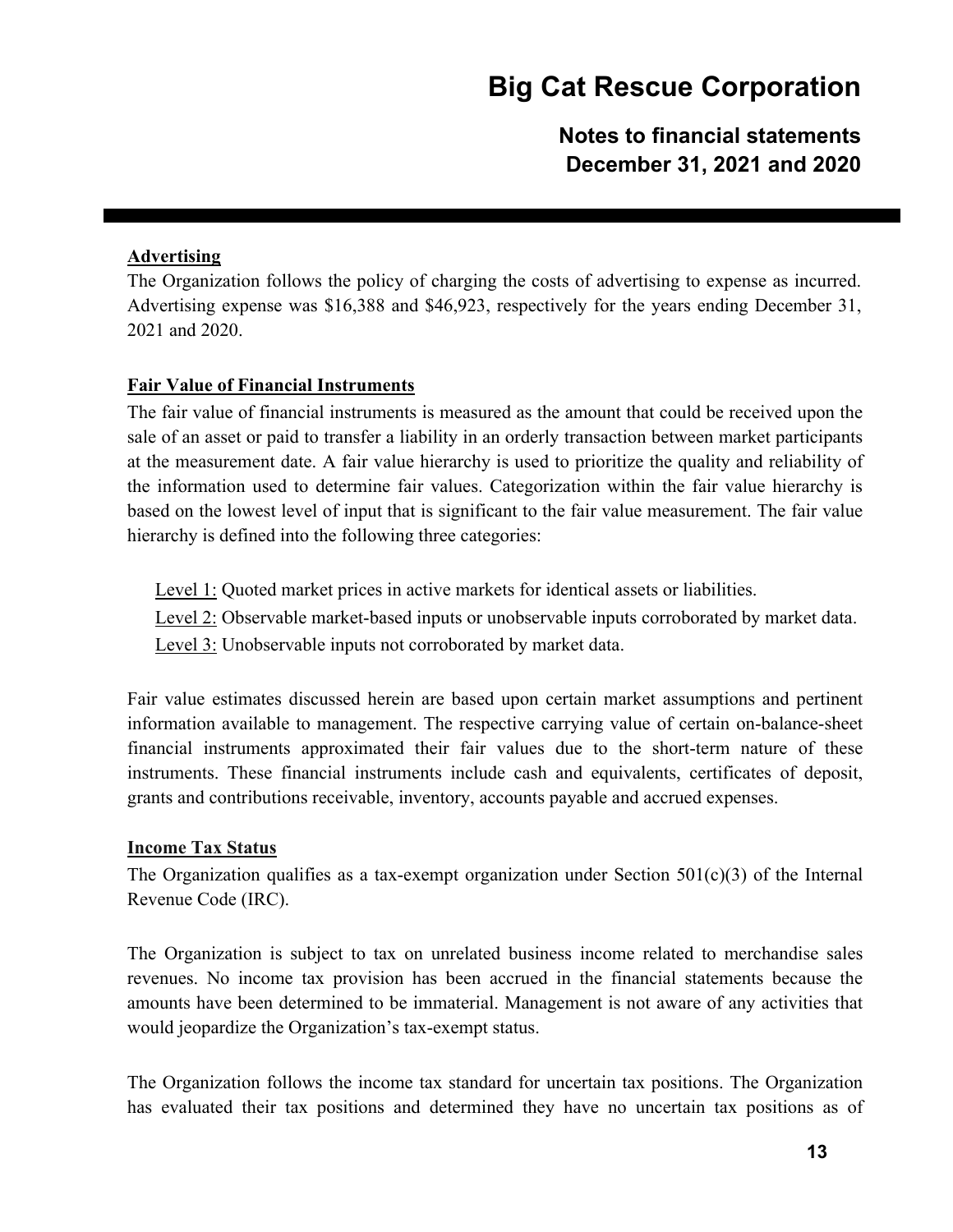**Advertising**

The Organization follows the policy of charging the costs of advertising to expense as incurred. Advertising expense was $16,388 and $46,923, respectively for the years ending December 31, 2021 and 2020.

**Fair Value of Financial Instruments**

The fair value of financial instruments is measured as the amount that could be received upon the sale of an asset or paid to transfer a liability in an orderly transaction between market participants at the measurement date. A fair value hierarchy is used to prioritize the quality and reliability of the information used to determine fair values. Categorization within the fair value hierarchy is based on the lowest level of input that is significant to the fair value measurement. The fair value hierarchy is defined into the following three categories:

Level 1: Quoted market prices in active markets for identical assets or liabilities.

Level 2: Observable market-based inputs or unobservable inputs corroborated by market data.

Level 3: Unobservable inputs not corroborated by market data.

Fair value estimates discussed herein are based upon certain market assumptions and pertinent information available to management. The respective carrying value of certain on-balance-sheet financial instruments approximated their fair values due to the short-term nature of these instruments. These financial instruments include cash and equivalents, certificates of deposit, grants and contributions receivable, inventory, accounts payable and accrued expenses.

**Income Tax Status**

The Organization qualifies as a tax-exempt organization under Section 501(c)(3) of the Internal Revenue Code (IRC).

The Organization is subject to tax on unrelated business income related to merchandise sales revenues. No income tax provision has been accrued in the financial statements because the amounts have been determined to be immaterial. Management is not aware of any activities that would jeopardize the Organization's tax-exempt status.

The Organization follows the income tax standard for uncertain tax positions. The Organization has evaluated their tax positions and determined they have no uncertain tax positions as of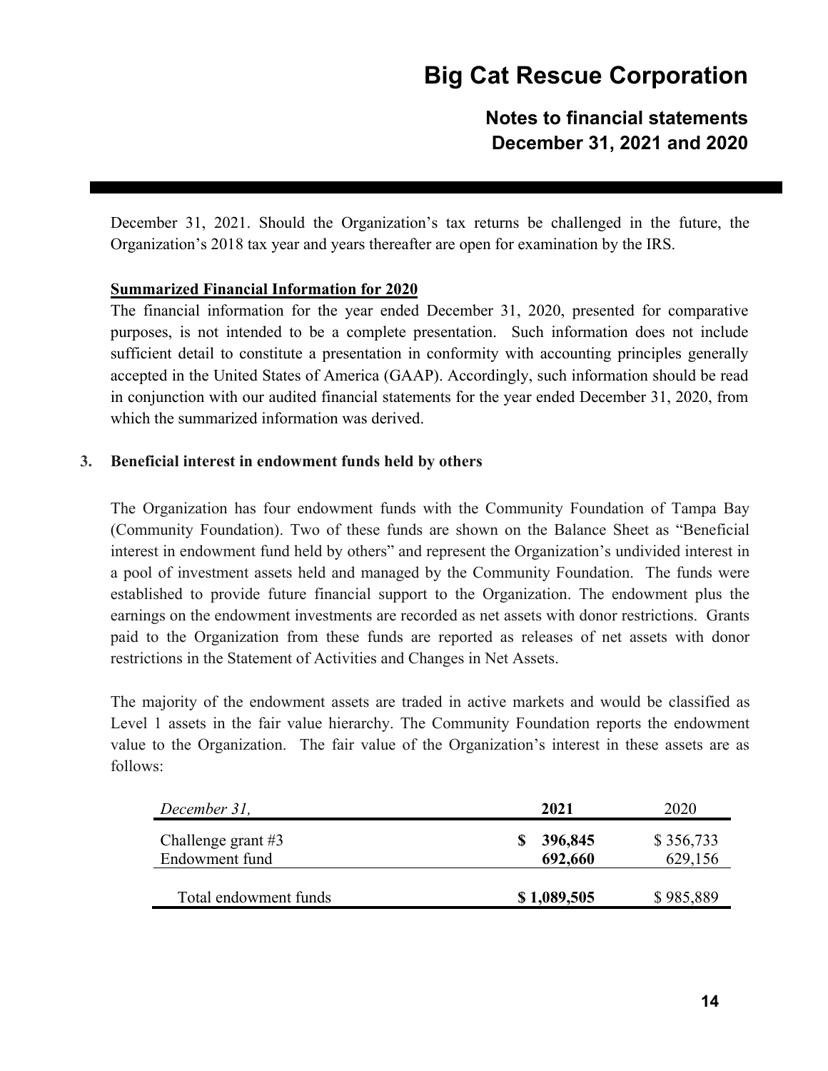December 31, 2021. Should the Organization's tax returns be challenged in the future, the Organization's 2018 tax year and years thereafter are open for examination by the IRS.

**Summarized Financial Information for 2020**

The financial information for the year ended December 31, 2020, presented for comparative purposes, is not intended to be a complete presentation. Such information does not include sufficient detail to constitute a presentation in conformity with accounting principles generally accepted in the United States of America (GAAP). Accordingly, such information should be read in conjunction with our audited financial statements for the year ended December 31, 2020, from which the summarized information was derived.

## 3. Beneficial interest in endowment funds held by others

The Organization has four endowment funds with the Community Foundation of Tampa Bay (Community Foundation). Two of these funds are shown on the Balance Sheet as "Beneficial interest in endowment fund held by others" and represent the Organization's undivided interest in a pool of investment assets held and managed by the Community Foundation. The funds were established to provide future financial support to the Organization. The endowment plus the earnings on the endowment investments are recorded as net assets with donor restrictions. Grants paid to the Organization from these funds are reported as releases of net assets with donor restrictions in the Statement of Activities and Changes in Net Assets.

The majority of the endowment assets are traded in active markets and would be classified as Level 1 assets in the fair value hierarchy. The Community Foundation reports the endowment value to the Organization. The fair value of the Organization's interest in these assets are as follows:

| *December 31,* | **2021** | 2020 |
|---|---|---|
| Challenge grant #3 | **$ 396,845** | $ 356,733 |
| Endowment fund | **692,660** | 629,156 |
| Total endowment funds | **$ 1,089,505** | $ 985,889 |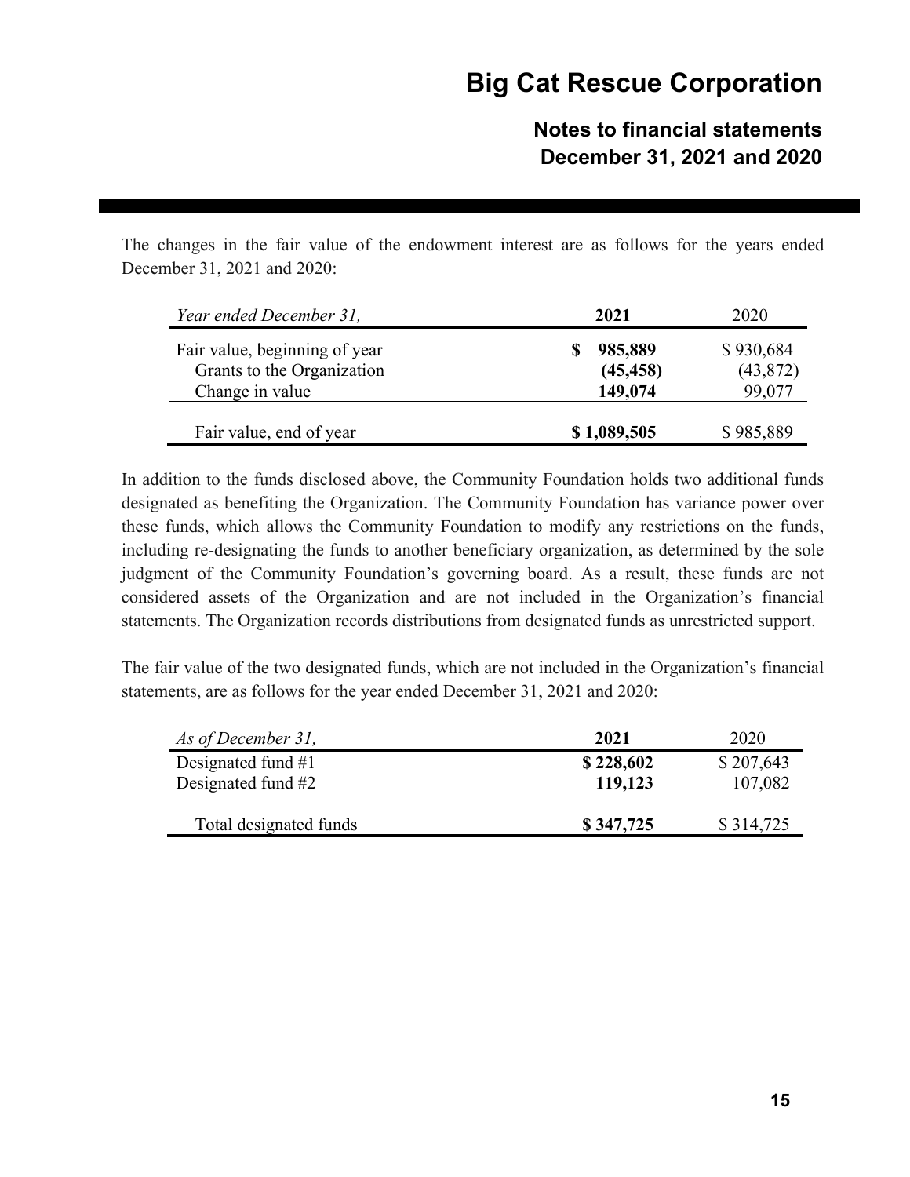The changes in the fair value of the endowment interest are as follows for the years ended December 31, 2021 and 2020:

| *Year ended December 31,* | **2021** | 2020 |
|---|---|---|
| Fair value, beginning of year | **$ 985,889** | $ 930,684 |
| Grants to the Organization | **(45,458)** | (43,872) |
| Change in value | **149,074** | 99,077 |
| Fair value, end of year | **$ 1,089,505** | $ 985,889 |

In addition to the funds disclosed above, the Community Foundation holds two additional funds designated as benefiting the Organization. The Community Foundation has variance power over these funds, which allows the Community Foundation to modify any restrictions on the funds, including re-designating the funds to another beneficiary organization, as determined by the sole judgment of the Community Foundation's governing board. As a result, these funds are not considered assets of the Organization and are not included in the Organization's financial statements. The Organization records distributions from designated funds as unrestricted support.

The fair value of the two designated funds, which are not included in the Organization's financial statements, are as follows for the year ended December 31, 2021 and 2020:

| *As of December 31,* | **2021** | 2020 |
|---|---|---|
| Designated fund #1 | **$ 228,602** | $ 207,643 |
| Designated fund #2 | **119,123** | 107,082 |
| Total designated funds | **$ 347,725** | $ 314,725 |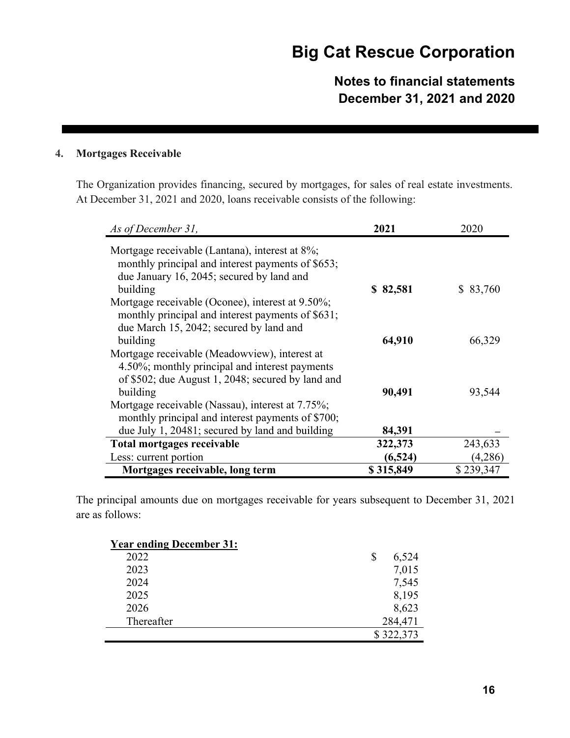# Big Cat Rescue Corporation

## Notes to financial statements December 31, 2021 and 2020

### 4. Mortgages Receivable

The Organization provides financing, secured by mortgages, for sales of real estate investments. At December 31, 2021 and 2020, loans receivable consists of the following:

| *As of December 31,* | **2021** | 2020 |
|---|---|---|
| Mortgage receivable (Lantana), interest at 8%; monthly principal and interest payments of $653; due January 16, 2045; secured by land and building | **$ 82,581** | $ 83,760 |
| Mortgage receivable (Oconee), interest at 9.50%; monthly principal and interest payments of $631; due March 15, 2042; secured by land and building | **64,910** | 66,329 |
| Mortgage receivable (Meadowview), interest at 4.50%; monthly principal and interest payments of $502; due August 1, 2048; secured by land and building | **90,491** | 93,544 |
| Mortgage receivable (Nassau), interest at 7.75%; monthly principal and interest payments of $700; due July 1, 20481; secured by land and building | **84,391** | – |
| **Total mortgages receivable** | **322,373** | 243,633 |
| Less: current portion | **(6,524)** | (4,286) |
| **Mortgages receivable, long term** | **$ 315,849** | $ 239,347 |

The principal amounts due on mortgages receivable for years subsequent to December 31, 2021 are as follows:

| **Year ending December 31:** | |
|---|---|
| 2022 | $ 6,524 |
| 2023 | 7,015 |
| 2024 | 7,545 |
| 2025 | 8,195 |
| 2026 | 8,623 |
| Thereafter | 284,471 |
| | $ 322,373 |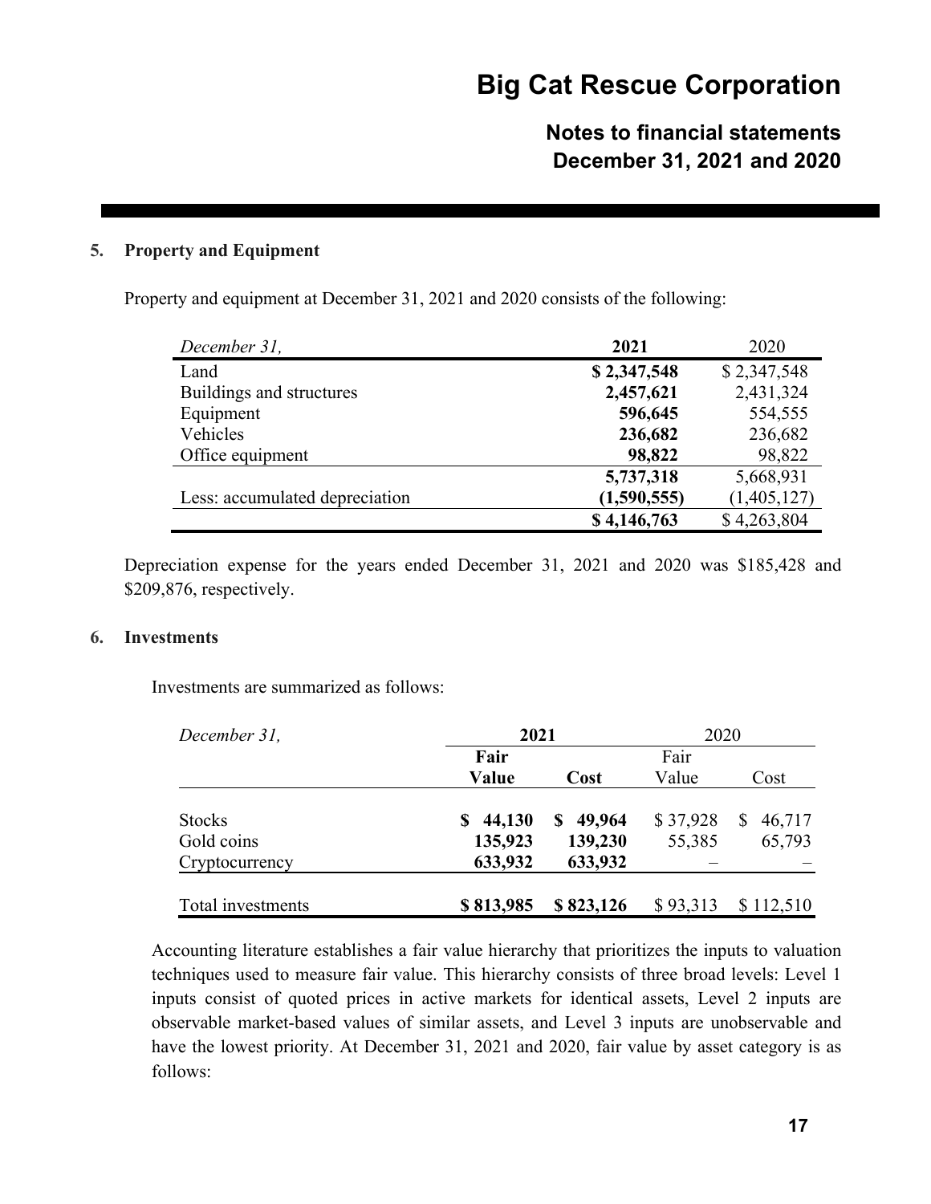## 5. Property and Equipment

Property and equipment at December 31, 2021 and 2020 consists of the following:

| *December 31,* | **2021** | 2020 |
|---|---|---|
| Land | **$ 2,347,548** | $ 2,347,548 |
| Buildings and structures | **2,457,621** | 2,431,324 |
| Equipment | **596,645** | 554,555 |
| Vehicles | **236,682** | 236,682 |
| Office equipment | **98,822** | 98,822 |
| | **5,737,318** | 5,668,931 |
| Less: accumulated depreciation | **(1,590,555)** | (1,405,127) |
| | **$ 4,146,763** | $ 4,263,804 |

Depreciation expense for the years ended December 31, 2021 and 2020 was $185,428 and $209,876, respectively.

## 6. Investments

Investments are summarized as follows:

| *December 31,* | **2021** | | 2020 | |
|---|---|---|---|---|
| | **Fair Value** | **Cost** | Fair Value | Cost |
| Stocks | **$ 44,130** | **$ 49,964** | $ 37,928 | $ 46,717 |
| Gold coins | **135,923** | **139,230** | 55,385 | 65,793 |
| Cryptocurrency | **633,932** | **633,932** | – | – |
| Total investments | **$ 813,985** | **$ 823,126** | $ 93,313 | $ 112,510 |

Accounting literature establishes a fair value hierarchy that prioritizes the inputs to valuation techniques used to measure fair value. This hierarchy consists of three broad levels: Level 1 inputs consist of quoted prices in active markets for identical assets, Level 2 inputs are observable market-based values of similar assets, and Level 3 inputs are unobservable and have the lowest priority. At December 31, 2021 and 2020, fair value by asset category is as follows: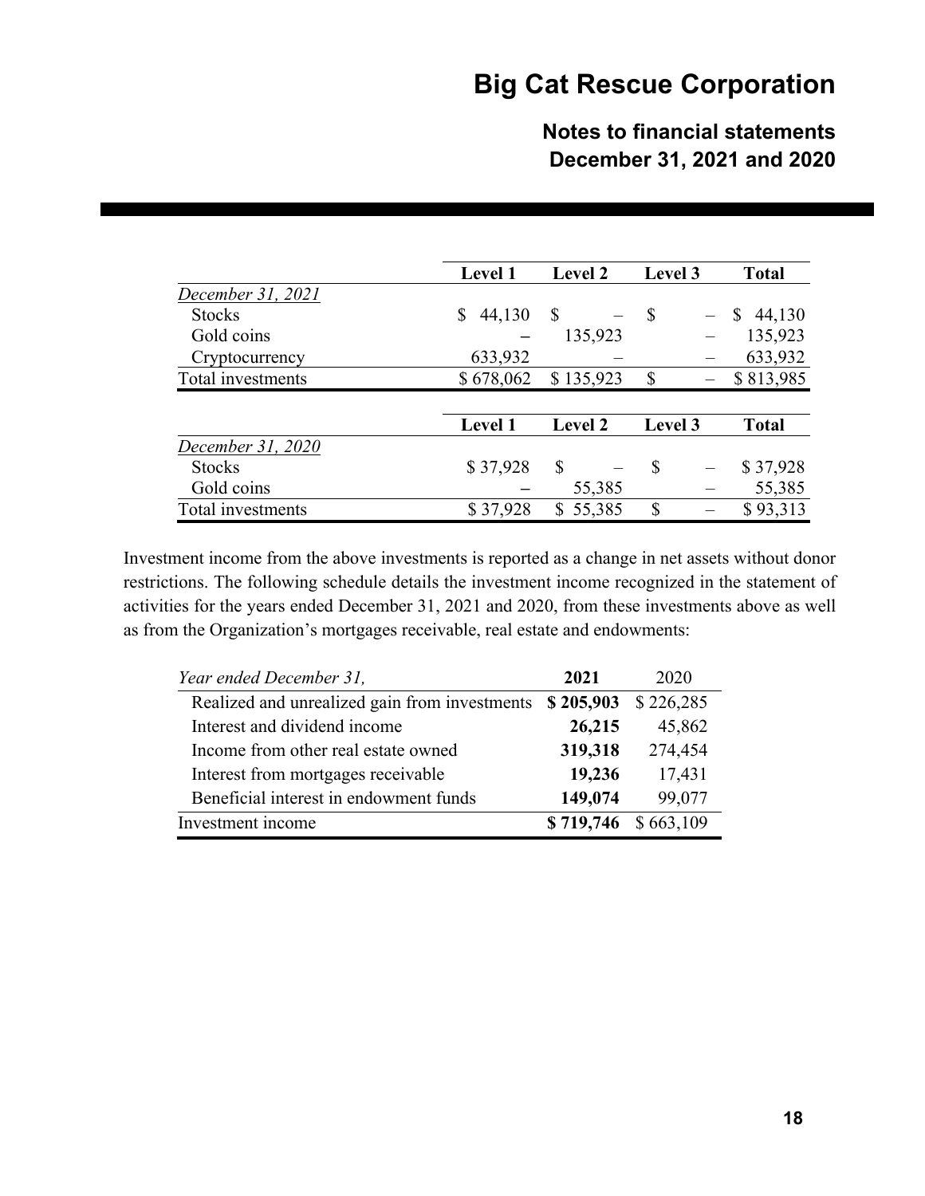|  | Level 1 | Level 2 | Level 3 | Total |
| --- | --- | --- | --- | --- |
| *December 31, 2021* |  |  |  |  |
| Stocks | $ 44,130 | $ – | $ – | $ 44,130 |
| Gold coins | – | 135,923 | – | 135,923 |
| Cryptocurrency | 633,932 | – | – | 633,932 |
| Total investments | $ 678,062 | $ 135,923 | $ – | $ 813,985 |

|  | Level 1 | Level 2 | Level 3 | Total |
| --- | --- | --- | --- | --- |
| *December 31, 2020* |  |  |  |  |
| Stocks | $ 37,928 | $ – | $ – | $ 37,928 |
| Gold coins | – | 55,385 | – | 55,385 |
| Total investments | $ 37,928 | $ 55,385 | $ – | $ 93,313 |

Investment income from the above investments is reported as a change in net assets without donor restrictions. The following schedule details the investment income recognized in the statement of activities for the years ended December 31, 2021 and 2020, from these investments above as well as from the Organization's mortgages receivable, real estate and endowments:

| *Year ended December 31,* | **2021** | 2020 |
| --- | --- | --- |
| Realized and unrealized gain from investments | **$ 205,903** | $ 226,285 |
| Interest and dividend income | **26,215** | 45,862 |
| Income from other real estate owned | **319,318** | 274,454 |
| Interest from mortgages receivable | **19,236** | 17,431 |
| Beneficial interest in endowment funds | **149,074** | 99,077 |
| Investment income | **$ 719,746** | $ 663,109 |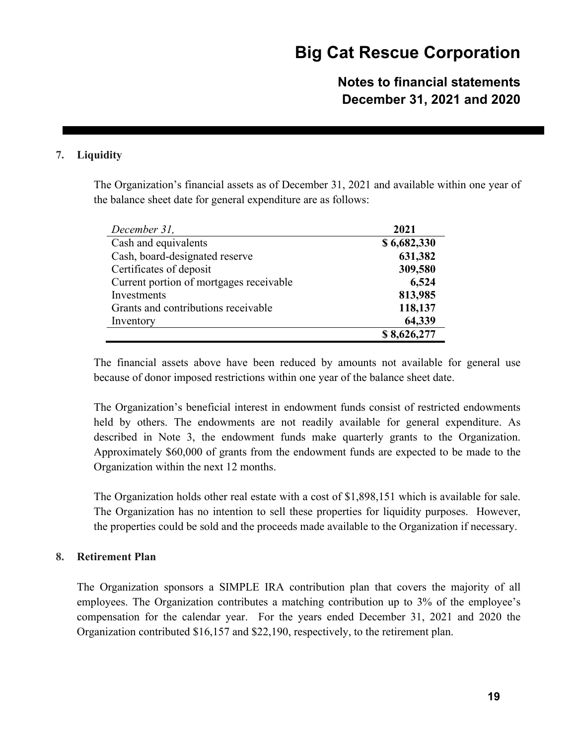## 7. Liquidity

The Organization's financial assets as of December 31, 2021 and available within one year of the balance sheet date for general expenditure are as follows:

| *December 31,* | **2021** |
|---|---|
| Cash and equivalents | **$ 6,682,330** |
| Cash, board-designated reserve | **631,382** |
| Certificates of deposit | **309,580** |
| Current portion of mortgages receivable | **6,524** |
| Investments | **813,985** |
| Grants and contributions receivable | **118,137** |
| Inventory | **64,339** |
| | **$ 8,626,277** |

The financial assets above have been reduced by amounts not available for general use because of donor imposed restrictions within one year of the balance sheet date.

The Organization's beneficial interest in endowment funds consist of restricted endowments held by others. The endowments are not readily available for general expenditure. As described in Note 3, the endowment funds make quarterly grants to the Organization. Approximately $60,000 of grants from the endowment funds are expected to be made to the Organization within the next 12 months.

The Organization holds other real estate with a cost of $1,898,151 which is available for sale. The Organization has no intention to sell these properties for liquidity purposes. However, the properties could be sold and the proceeds made available to the Organization if necessary.

## 8. Retirement Plan

The Organization sponsors a SIMPLE IRA contribution plan that covers the majority of all employees. The Organization contributes a matching contribution up to 3% of the employee's compensation for the calendar year. For the years ended December 31, 2021 and 2020 the Organization contributed $16,157 and $22,190, respectively, to the retirement plan.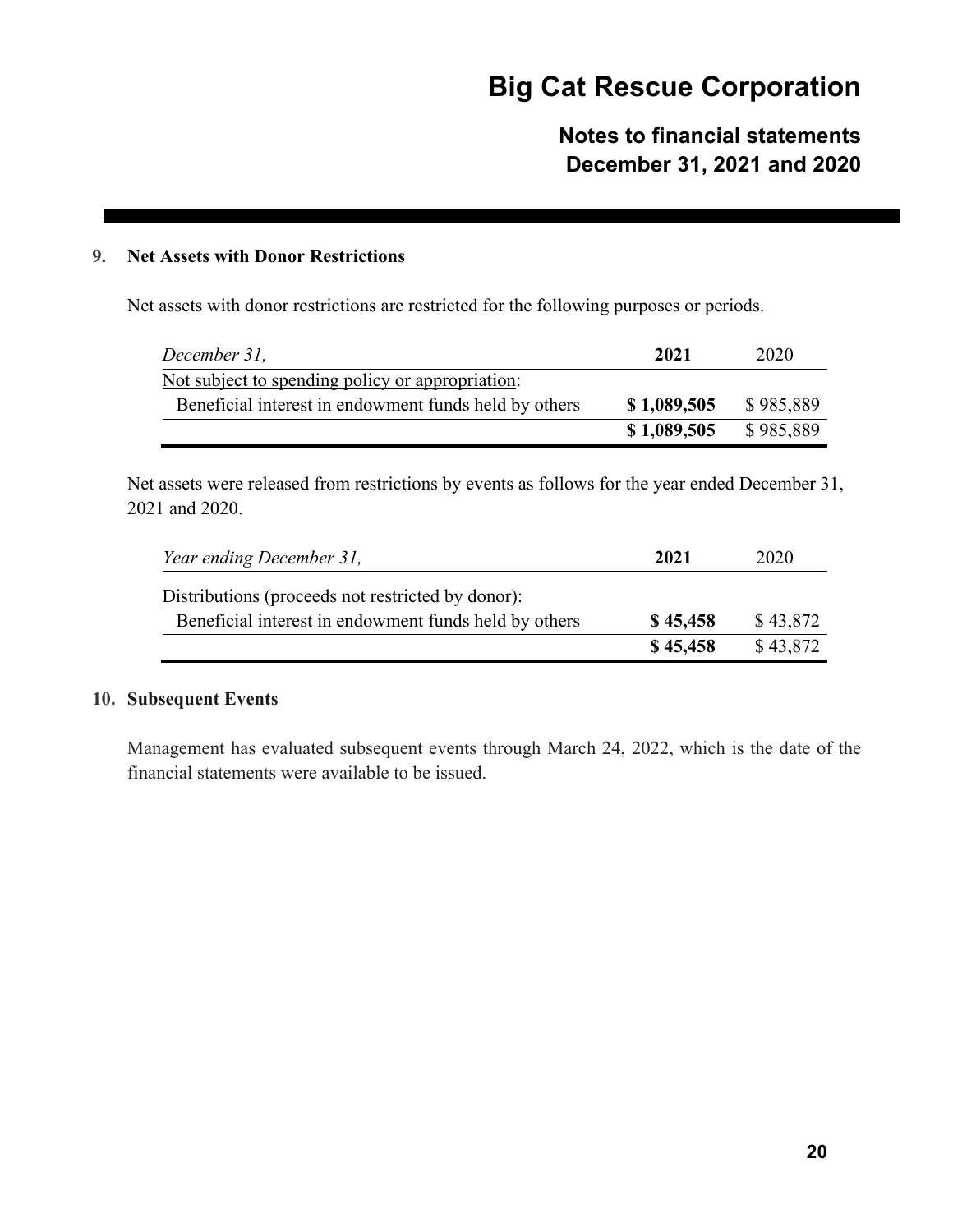# Big Cat Rescue Corporation

## Notes to financial statements December 31, 2021 and 2020

### 9. Net Assets with Donor Restrictions

Net assets with donor restrictions are restricted for the following purposes or periods.

| *December 31,* | **2021** | 2020 |
|---|---|---|
| Not subject to spending policy or appropriation: | | |
| Beneficial interest in endowment funds held by others | **$ 1,089,505** | $ 985,889 |
| | **$ 1,089,505** | $ 985,889 |

Net assets were released from restrictions by events as follows for the year ended December 31, 2021 and 2020.

| *Year ending December 31,* | **2021** | 2020 |
|---|---|---|
| Distributions (proceeds not restricted by donor): | | |
| Beneficial interest in endowment funds held by others | **$ 45,458** | $ 43,872 |
| | **$ 45,458** | $ 43,872 |

### 10. Subsequent Events

Management has evaluated subsequent events through March 24, 2022, which is the date of the financial statements were available to be issued.